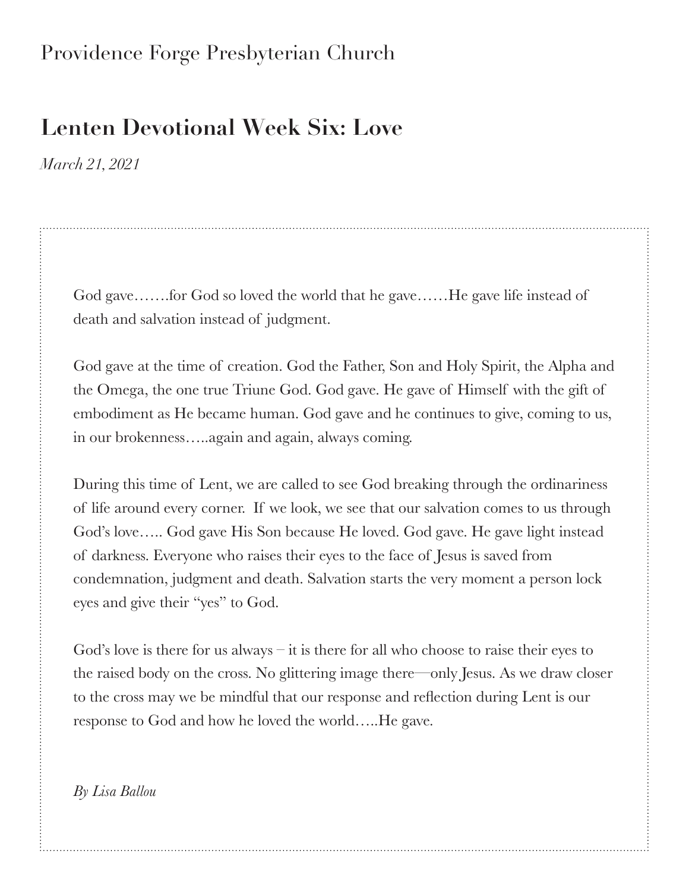Providence Forge Presbyterian Church

# Lenten Devotional Week Six: Love

*March 21, 2021*

God gave…….for God so loved the world that he gave……He gave life instead of death and salvation instead of judgment.

God gave at the time of creation. God the Father, Son and Holy Spirit, the Alpha and the Omega, the one true Triune God. God gave. He gave of Himself with the gift of embodiment as He became human. God gave and he continues to give, coming to us, in our brokenness…..again and again, always coming.

During this time of Lent, we are called to see God breaking through the ordinariness of life around every corner. If we look, we see that our salvation comes to us through God's love….. God gave His Son because He loved. God gave. He gave light instead of darkness. Everyone who raises their eyes to the face of Jesus is saved from condemnation, judgment and death. Salvation starts the very moment a person lock eyes and give their "yes" to God.

God's love is there for us always – it is there for all who choose to raise their eyes to the raised body on the cross. No glittering image there—only Jesus. As we draw closer to the cross may we be mindful that our response and reflection during Lent is our response to God and how he loved the world…..He gave.

*By Lisa Ballou*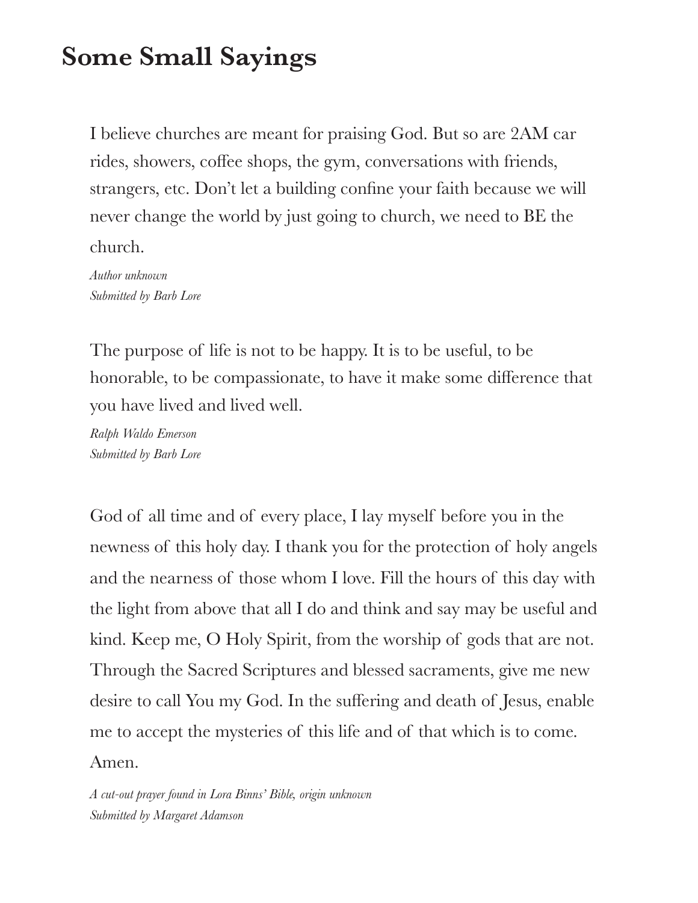# Some Small Sayings

I believe churches are meant for praising God. But so are 2AM car rides, showers, coffee shops, the gym, conversations with friends, strangers, etc. Don't let a building confine your faith because we will never change the world by just going to church, we need to BE the church.

*Author unknown*
*Submitted by Barb Lore*

The purpose of life is not to be happy. It is to be useful, to be honorable, to be compassionate, to have it make some difference that you have lived and lived well.

*Ralph Waldo Emerson*
*Submitted by Barb Lore*

God of all time and of every place, I lay myself before you in the newness of this holy day. I thank you for the protection of holy angels and the nearness of those whom I love. Fill the hours of this day with the light from above that all I do and think and say may be useful and kind. Keep me, O Holy Spirit, from the worship of gods that are not. Through the Sacred Scriptures and blessed sacraments, give me new desire to call You my God. In the suffering and death of Jesus, enable me to accept the mysteries of this life and of that which is to come. Amen.

*A cut-out prayer found in Lora Binns' Bible, origin unknown*
*Submitted by Margaret Adamson*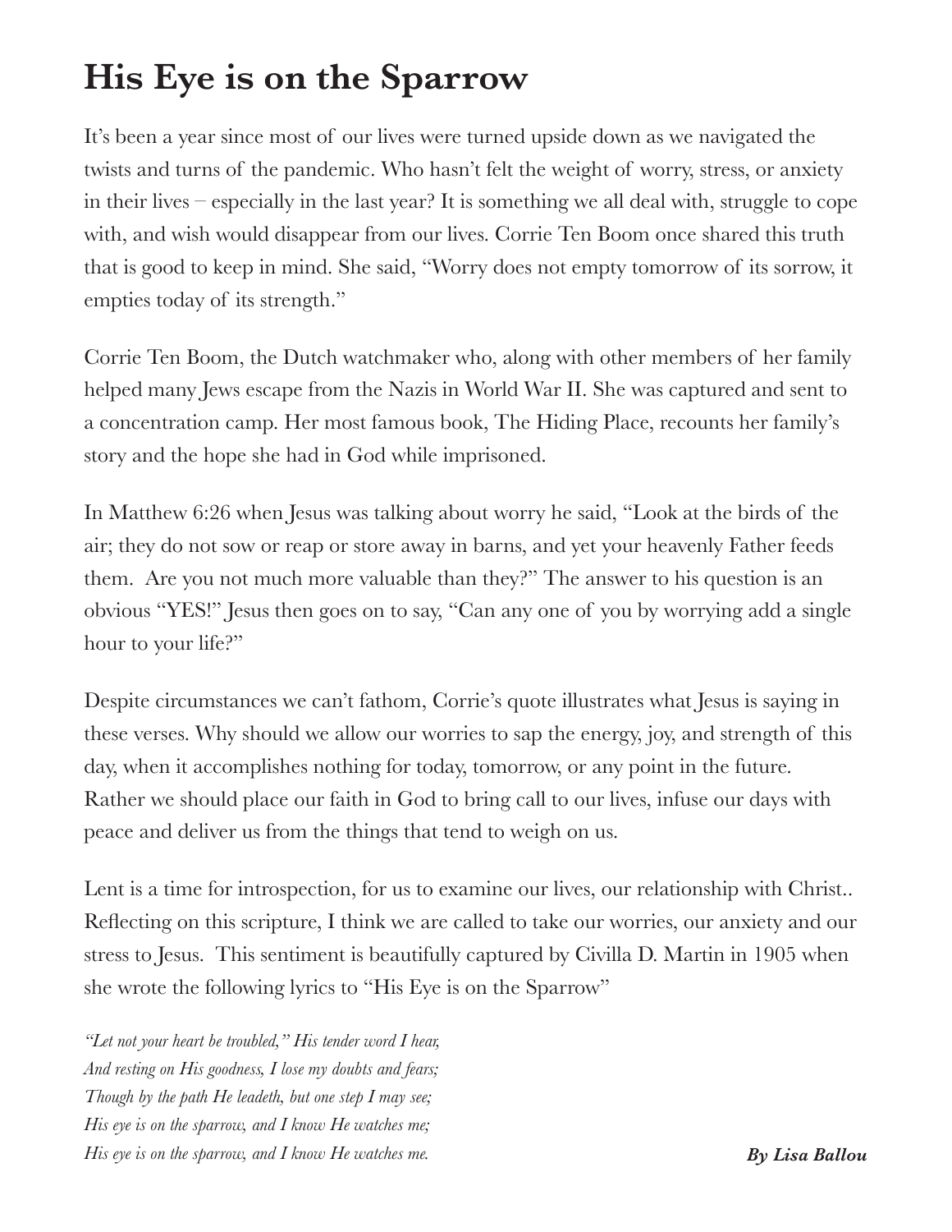# His Eye is on the Sparrow

It's been a year since most of our lives were turned upside down as we navigated the twists and turns of the pandemic. Who hasn't felt the weight of worry, stress, or anxiety in their lives – especially in the last year? It is something we all deal with, struggle to cope with, and wish would disappear from our lives. Corrie Ten Boom once shared this truth that is good to keep in mind. She said, "Worry does not empty tomorrow of its sorrow, it empties today of its strength."

Corrie Ten Boom, the Dutch watchmaker who, along with other members of her family helped many Jews escape from the Nazis in World War II. She was captured and sent to a concentration camp. Her most famous book, The Hiding Place, recounts her family's story and the hope she had in God while imprisoned.

In Matthew 6:26 when Jesus was talking about worry he said, "Look at the birds of the air; they do not sow or reap or store away in barns, and yet your heavenly Father feeds them. Are you not much more valuable than they?" The answer to his question is an obvious "YES!" Jesus then goes on to say, "Can any one of you by worrying add a single hour to your life?"

Despite circumstances we can't fathom, Corrie's quote illustrates what Jesus is saying in these verses. Why should we allow our worries to sap the energy, joy, and strength of this day, when it accomplishes nothing for today, tomorrow, or any point in the future. Rather we should place our faith in God to bring call to our lives, infuse our days with peace and deliver us from the things that tend to weigh on us.

Lent is a time for introspection, for us to examine our lives, our relationship with Christ.. Reflecting on this scripture, I think we are called to take our worries, our anxiety and our stress to Jesus. This sentiment is beautifully captured by Civilla D. Martin in 1905 when she wrote the following lyrics to "His Eye is on the Sparrow"

*"Let not your heart be troubled," His tender word I hear,*
*And resting on His goodness, I lose my doubts and fears;*
*Though by the path He leadeth, but one step I may see;*
*His eye is on the sparrow, and I know He watches me;*
*His eye is on the sparrow, and I know He watches me.*

***By Lisa Ballou***